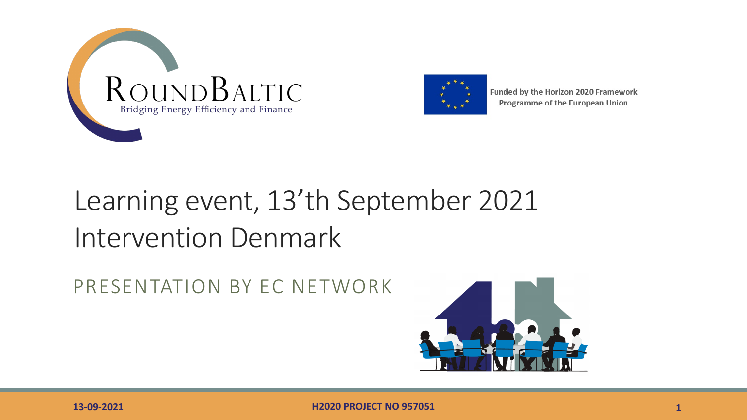RoundBaltic

Bridging Energy Efficiency and Finance

Funded by the Horizon 2020 Framework Programme of the European Union

# Learning event, 13’th September 2021
# Intervention Denmark

## PRESENTATION BY EC NETWORK

13-09-2021

H2020 PROJECT NO 957051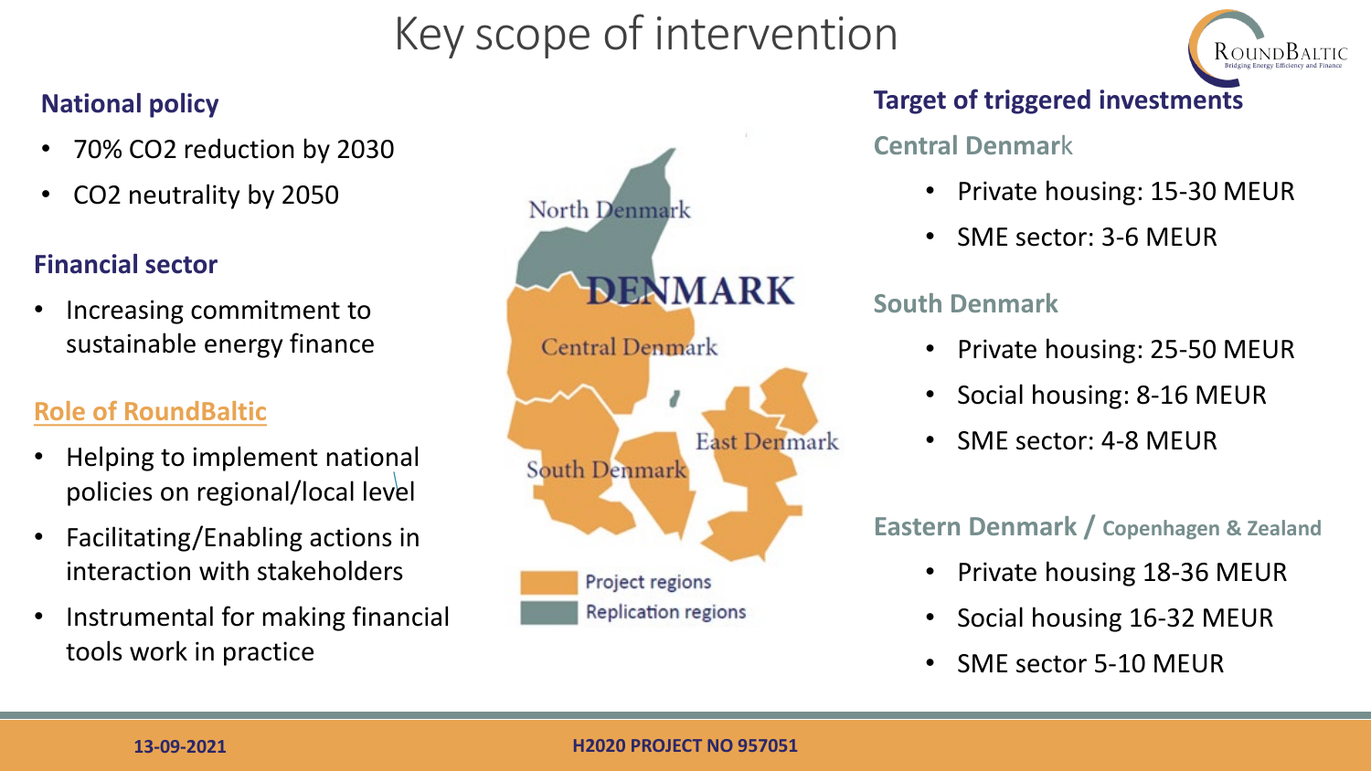# Key scope of intervention

### National policy

- 70% $CO_2$ reduction by 2030
- $CO_2$ neutrality by 2050

### Financial sector

- Increasing commitment to sustainable energy finance

### Role of RoundBaltic

- Helping to implement national policies on regional/local level
- Facilitating/Enabling actions in interaction with stakeholders
- Instrumental for making financial tools work in practice

North Denmark

DENMARK

Central Denmark

East Denmark

South Denmark

Project regions

Replication regions

### Target of triggered investments

#### Central Denmark

- Private housing: 15-30 MEUR
- SME sector: 3-6 MEUR

#### South Denmark

- Private housing: 25-50 MEUR
- Social housing: 8-16 MEUR
- SME sector: 4-8 MEUR

#### Eastern Denmark / Copenhagen & Zealand

- Private housing 18-36 MEUR
- Social housing 16-32 MEUR
- SME sector 5-10 MEUR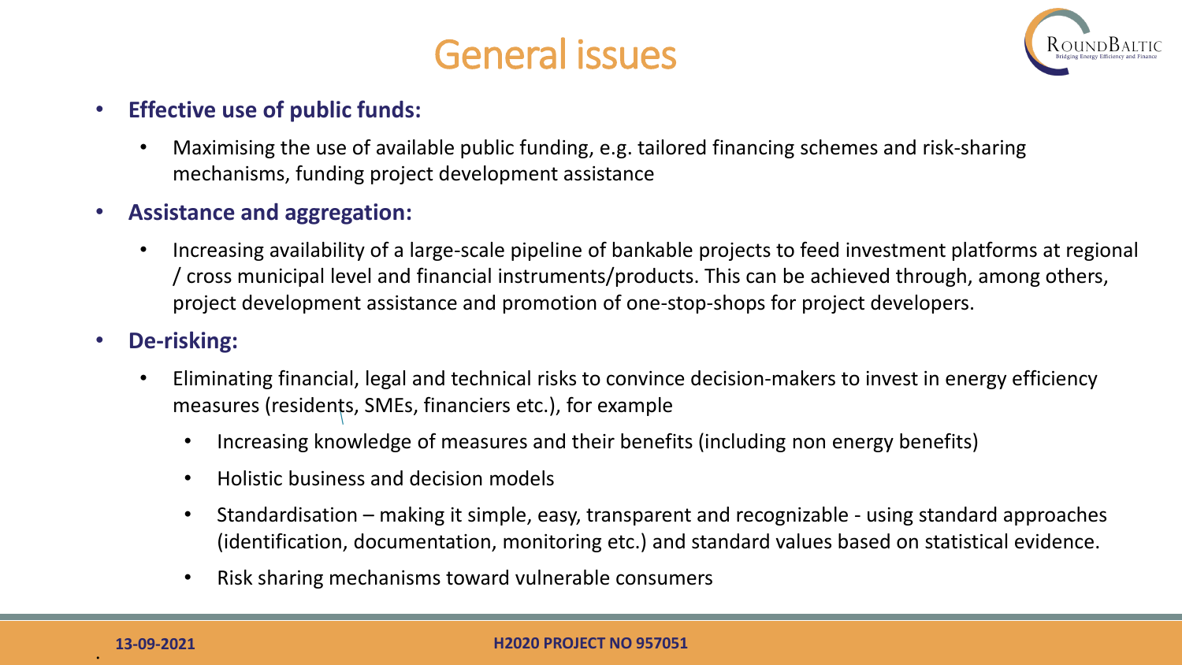# General issues

- **Effective use of public funds:**
  - Maximising the use of available public funding, e.g. tailored financing schemes and risk-sharing mechanisms, funding project development assistance
- **Assistance and aggregation:**
  - Increasing availability of a large-scale pipeline of bankable projects to feed investment platforms at regional / cross municipal level and financial instruments/products. This can be achieved through, among others, project development assistance and promotion of one-stop-shops for project developers.
- **De-risking:**
  - Eliminating financial, legal and technical risks to convince decision-makers to invest in energy efficiency measures (residents, SMEs, financiers etc.), for example
    - Increasing knowledge of measures and their benefits (including non energy benefits)
    - Holistic business and decision models
    - Standardisation – making it simple, easy, transparent and recognizable - using standard approaches (identification, documentation, monitoring etc.) and standard values based on statistical evidence.
    - Risk sharing mechanisms toward vulnerable consumers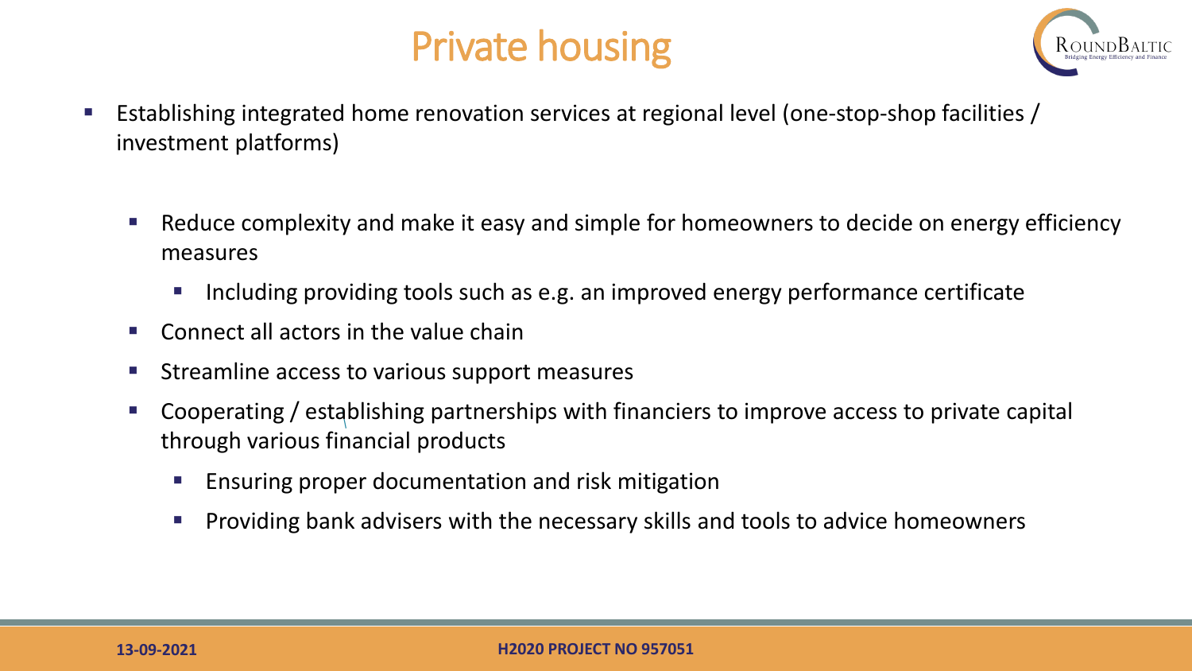# Private housing

- Establishing integrated home renovation services at regional level (one-stop-shop facilities / investment platforms)
  - Reduce complexity and make it easy and simple for homeowners to decide on energy efficiency measures
    - Including providing tools such as e.g. an improved energy performance certificate
  - Connect all actors in the value chain
  - Streamline access to various support measures
  - Cooperating / establishing partnerships with financiers to improve access to private capital through various financial products
    - Ensuring proper documentation and risk mitigation
    - Providing bank advisers with the necessary skills and tools to advice homeowners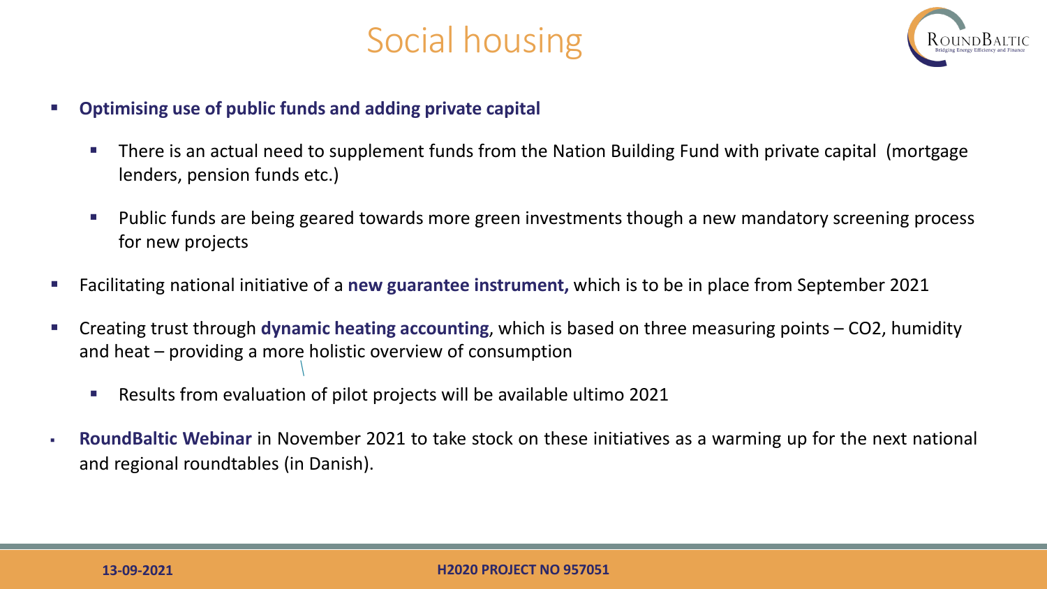# Social housing

- **Optimising use of public funds and adding private capital**
  - There is an actual need to supplement funds from the Nation Building Fund with private capital (mortgage lenders, pension funds etc.)
  - Public funds are being geared towards more green investments though a new mandatory screening process for new projects
- Facilitating national initiative of a **new guarantee instrument,** which is to be in place from September 2021
- Creating trust through **dynamic heating accounting**, which is based on three measuring points – $CO_2$, humidity and heat – providing a more holistic overview of consumption
  - Results from evaluation of pilot projects will be available ultimo 2021
- **RoundBaltic Webinar** in November 2021 to take stock on these initiatives as a warming up for the next national and regional roundtables (in Danish).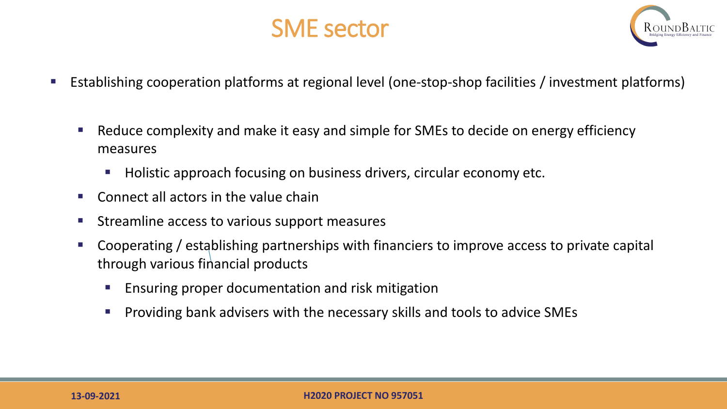# SME sector

- Establishing cooperation platforms at regional level (one-stop-shop facilities / investment platforms)
  - Reduce complexity and make it easy and simple for SMEs to decide on energy efficiency measures
    - Holistic approach focusing on business drivers, circular economy etc.
  - Connect all actors in the value chain
  - Streamline access to various support measures
  - Cooperating / establishing partnerships with financiers to improve access to private capital through various financial products
    - Ensuring proper documentation and risk mitigation
    - Providing bank advisers with the necessary skills and tools to advice SMEs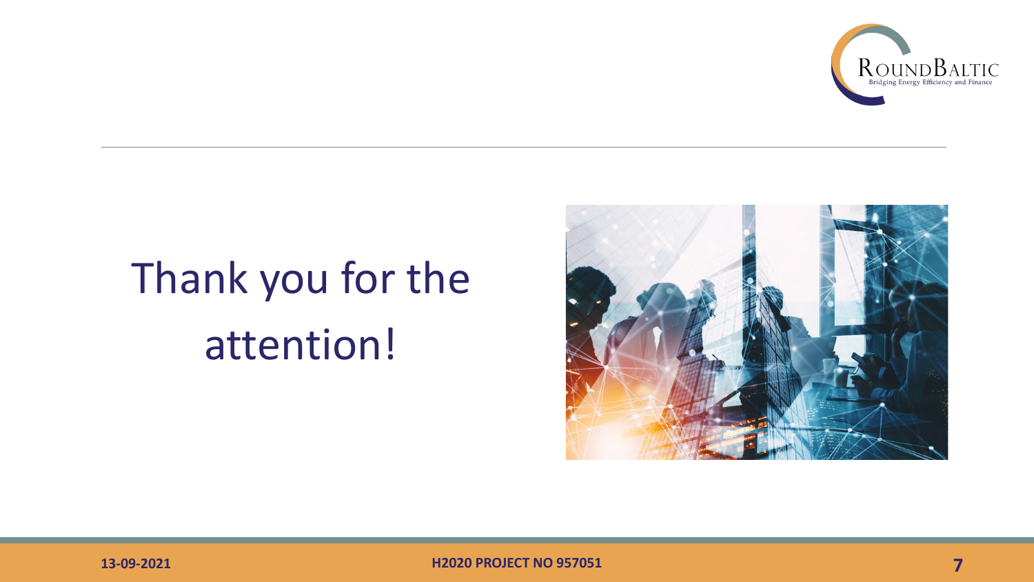# Thank you for the attention!